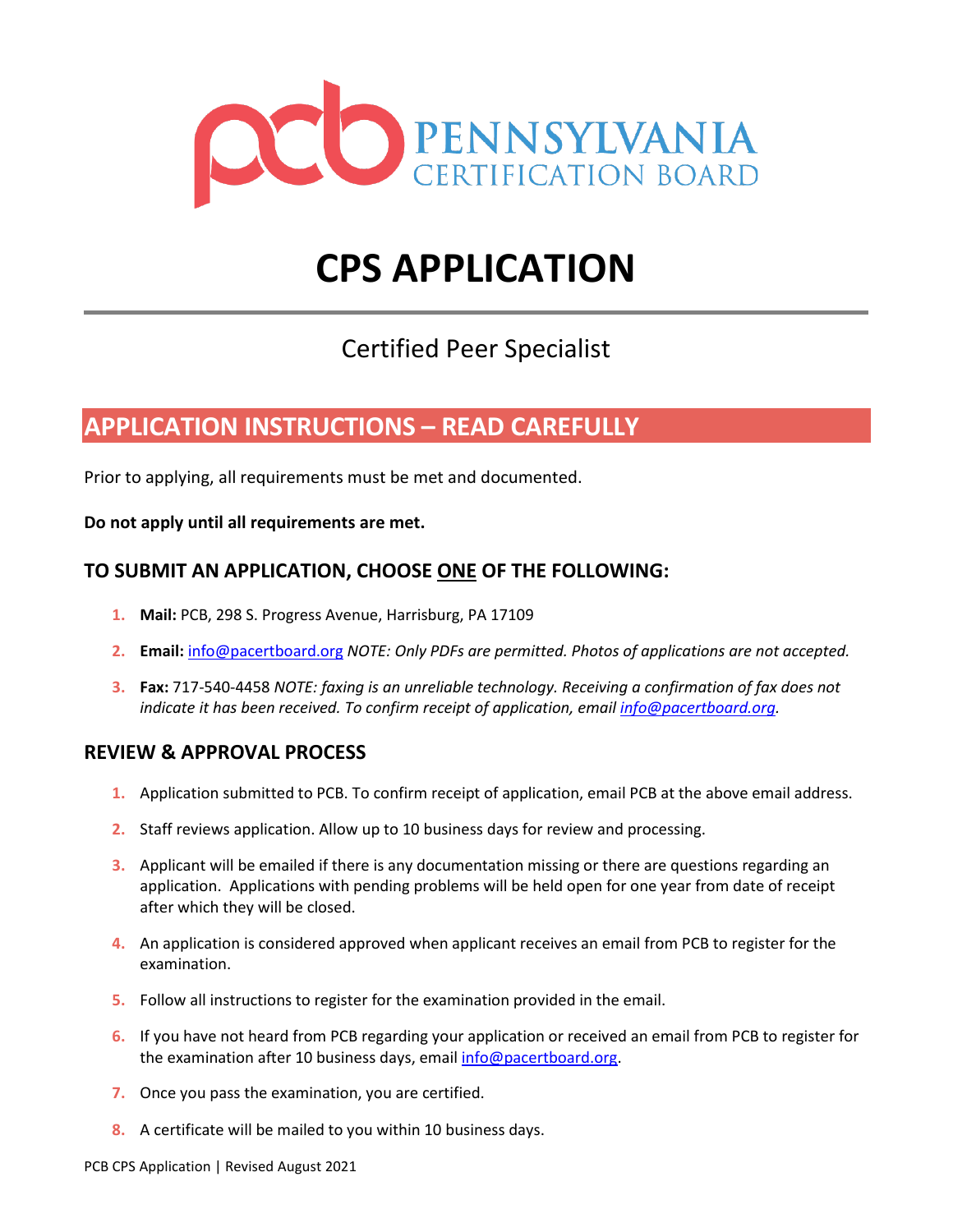PCB PENNSYLVANIA CERTIFICATION BOARD

# CPS APPLICATION

## Certified Peer Specialist

## APPLICATION INSTRUCTIONS – READ CAREFULLY

Prior to applying, all requirements must be met and documented.

**Do not apply until all requirements are met.**

### TO SUBMIT AN APPLICATION, CHOOSE ONE OF THE FOLLOWING:

1. **Mail:** PCB, 298 S. Progress Avenue, Harrisburg, PA 17109
2. **Email:** info@pacertboard.org *NOTE: Only PDFs are permitted. Photos of applications are not accepted.*
3. **Fax:** 717-540-4458 *NOTE: faxing is an unreliable technology. Receiving a confirmation of fax does not indicate it has been received. To confirm receipt of application, email info@pacertboard.org.*

### REVIEW & APPROVAL PROCESS

1. Application submitted to PCB. To confirm receipt of application, email PCB at the above email address.
2. Staff reviews application. Allow up to 10 business days for review and processing.
3. Applicant will be emailed if there is any documentation missing or there are questions regarding an application. Applications with pending problems will be held open for one year from date of receipt after which they will be closed.
4. An application is considered approved when applicant receives an email from PCB to register for the examination.
5. Follow all instructions to register for the examination provided in the email.
6. If you have not heard from PCB regarding your application or received an email from PCB to register for the examination after 10 business days, email info@pacertboard.org.
7. Once you pass the examination, you are certified.
8. A certificate will be mailed to you within 10 business days.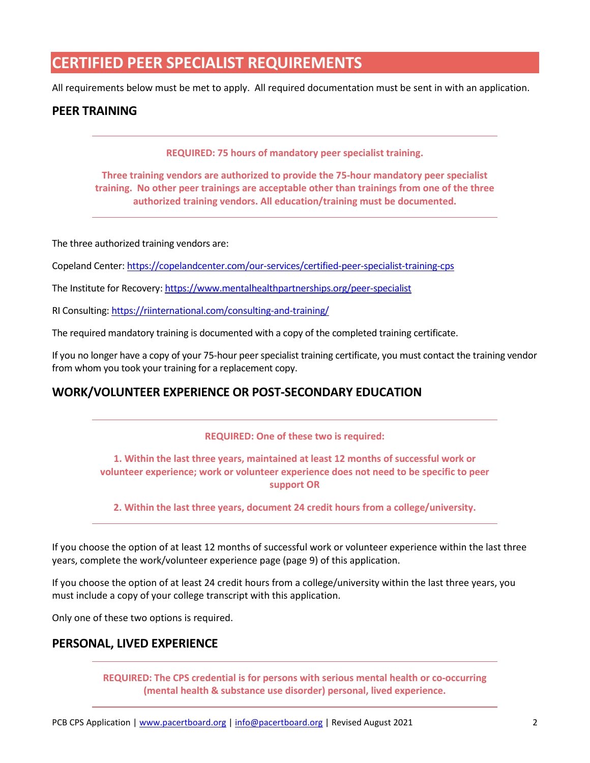# CERTIFIED PEER SPECIALIST REQUIREMENTS

All requirements below must be met to apply. All required documentation must be sent in with an application.

## PEER TRAINING

---

**REQUIRED: 75 hours of mandatory peer specialist training.**

**Three training vendors are authorized to provide the 75-hour mandatory peer specialist training. No other peer trainings are acceptable other than trainings from one of the three authorized training vendors. All education/training must be documented.**

---

The three authorized training vendors are:

Copeland Center: https://copelandcenter.com/our-services/certified-peer-specialist-training-cps

The Institute for Recovery: https://www.mentalhealthpartnerships.org/peer-specialist

RI Consulting: https://riinternational.com/consulting-and-training/

The required mandatory training is documented with a copy of the completed training certificate.

If you no longer have a copy of your 75-hour peer specialist training certificate, you must contact the training vendor from whom you took your training for a replacement copy.

## WORK/VOLUNTEER EXPERIENCE OR POST-SECONDARY EDUCATION

---

**REQUIRED: One of these two is required:**

**1. Within the last three years, maintained at least 12 months of successful work or volunteer experience; work or volunteer experience does not need to be specific to peer support OR**

**2. Within the last three years, document 24 credit hours from a college/university.**

---

If you choose the option of at least 12 months of successful work or volunteer experience within the last three years, complete the work/volunteer experience page (page 9) of this application.

If you choose the option of at least 24 credit hours from a college/university within the last three years, you must include a copy of your college transcript with this application.

Only one of these two options is required.

## PERSONAL, LIVED EXPERIENCE

---

**REQUIRED: The CPS credential is for persons with serious mental health or co-occurring (mental health & substance use disorder) personal, lived experience.**

---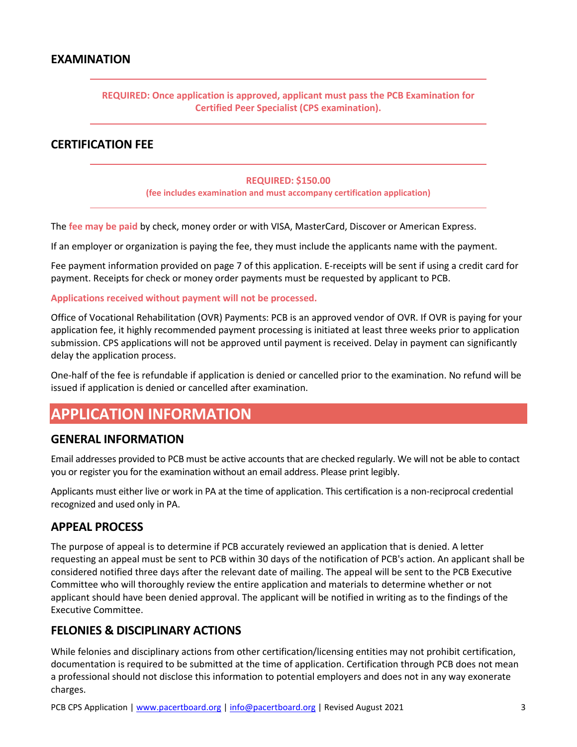## EXAMINATION

**REQUIRED: Once application is approved, applicant must pass the PCB Examination for Certified Peer Specialist (CPS examination).**

## CERTIFICATION FEE

**REQUIRED: $150.00**

**(fee includes examination and must accompany certification application)**

The **fee may be paid** by check, money order or with VISA, MasterCard, Discover or American Express.

If an employer or organization is paying the fee, they must include the applicants name with the payment.

Fee payment information provided on page 7 of this application. E-receipts will be sent if using a credit card for payment. Receipts for check or money order payments must be requested by applicant to PCB.

**Applications received without payment will not be processed.**

Office of Vocational Rehabilitation (OVR) Payments: PCB is an approved vendor of OVR. If OVR is paying for your application fee, it highly recommended payment processing is initiated at least three weeks prior to application submission. CPS applications will not be approved until payment is received. Delay in payment can significantly delay the application process.

One-half of the fee is refundable if application is denied or cancelled prior to the examination. No refund will be issued if application is denied or cancelled after examination.

# APPLICATION INFORMATION

## GENERAL INFORMATION

Email addresses provided to PCB must be active accounts that are checked regularly. We will not be able to contact you or register you for the examination without an email address. Please print legibly.

Applicants must either live or work in PA at the time of application. This certification is a non-reciprocal credential recognized and used only in PA.

## APPEAL PROCESS

The purpose of appeal is to determine if PCB accurately reviewed an application that is denied. A letter requesting an appeal must be sent to PCB within 30 days of the notification of PCB's action. An applicant shall be considered notified three days after the relevant date of mailing. The appeal will be sent to the PCB Executive Committee who will thoroughly review the entire application and materials to determine whether or not applicant should have been denied approval. The applicant will be notified in writing as to the findings of the Executive Committee.

## FELONIES & DISCIPLINARY ACTIONS

While felonies and disciplinary actions from other certification/licensing entities may not prohibit certification, documentation is required to be submitted at the time of application. Certification through PCB does not mean a professional should not disclose this information to potential employers and does not in any way exonerate charges.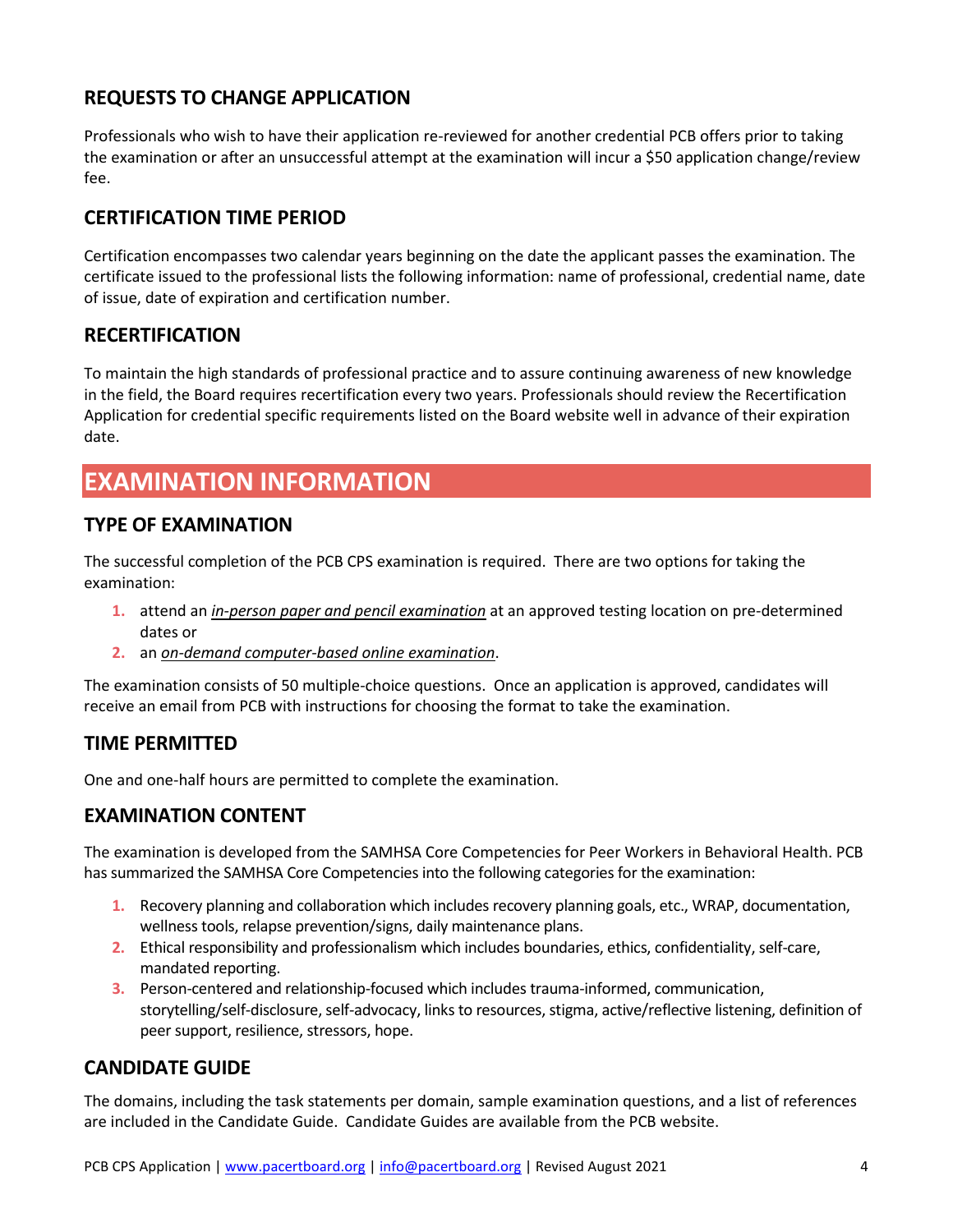## REQUESTS TO CHANGE APPLICATION

Professionals who wish to have their application re-reviewed for another credential PCB offers prior to taking the examination or after an unsuccessful attempt at the examination will incur a $50 application change/review fee.

## CERTIFICATION TIME PERIOD

Certification encompasses two calendar years beginning on the date the applicant passes the examination. The certificate issued to the professional lists the following information: name of professional, credential name, date of issue, date of expiration and certification number.

## RECERTIFICATION

To maintain the high standards of professional practice and to assure continuing awareness of new knowledge in the field, the Board requires recertification every two years. Professionals should review the Recertification Application for credential specific requirements listed on the Board website well in advance of their expiration date.

# EXAMINATION INFORMATION

## TYPE OF EXAMINATION

The successful completion of the PCB CPS examination is required. There are two options for taking the examination:

1. attend an ***in-person paper and pencil examination*** at an approved testing location on pre-determined dates or
2. an ***on-demand computer-based online examination***.

The examination consists of 50 multiple-choice questions. Once an application is approved, candidates will receive an email from PCB with instructions for choosing the format to take the examination.

## TIME PERMITTED

One and one-half hours are permitted to complete the examination.

## EXAMINATION CONTENT

The examination is developed from the SAMHSA Core Competencies for Peer Workers in Behavioral Health. PCB has summarized the SAMHSA Core Competencies into the following categories for the examination:

1. Recovery planning and collaboration which includes recovery planning goals, etc., WRAP, documentation, wellness tools, relapse prevention/signs, daily maintenance plans.
2. Ethical responsibility and professionalism which includes boundaries, ethics, confidentiality, self-care, mandated reporting.
3. Person-centered and relationship-focused which includes trauma-informed, communication, storytelling/self-disclosure, self-advocacy, links to resources, stigma, active/reflective listening, definition of peer support, resilience, stressors, hope.

## CANDIDATE GUIDE

The domains, including the task statements per domain, sample examination questions, and a list of references are included in the Candidate Guide. Candidate Guides are available from the PCB website.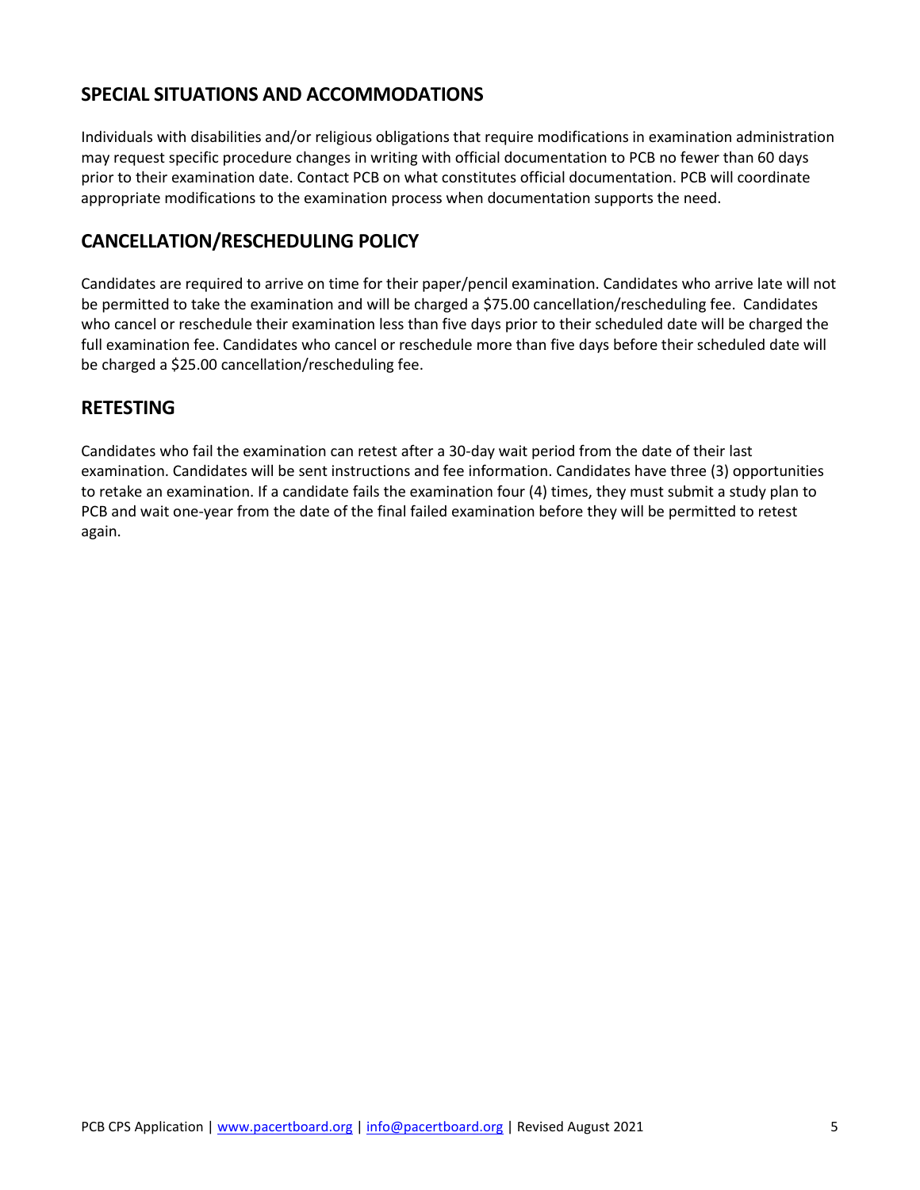## SPECIAL SITUATIONS AND ACCOMMODATIONS

Individuals with disabilities and/or religious obligations that require modifications in examination administration may request specific procedure changes in writing with official documentation to PCB no fewer than 60 days prior to their examination date. Contact PCB on what constitutes official documentation. PCB will coordinate appropriate modifications to the examination process when documentation supports the need.

## CANCELLATION/RESCHEDULING POLICY

Candidates are required to arrive on time for their paper/pencil examination. Candidates who arrive late will not be permitted to take the examination and will be charged a $75.00 cancellation/rescheduling fee. Candidates who cancel or reschedule their examination less than five days prior to their scheduled date will be charged the full examination fee. Candidates who cancel or reschedule more than five days before their scheduled date will be charged a $25.00 cancellation/rescheduling fee.

## RETESTING

Candidates who fail the examination can retest after a 30-day wait period from the date of their last examination. Candidates will be sent instructions and fee information. Candidates have three (3) opportunities to retake an examination. If a candidate fails the examination four (4) times, they must submit a study plan to PCB and wait one-year from the date of the final failed examination before they will be permitted to retest again.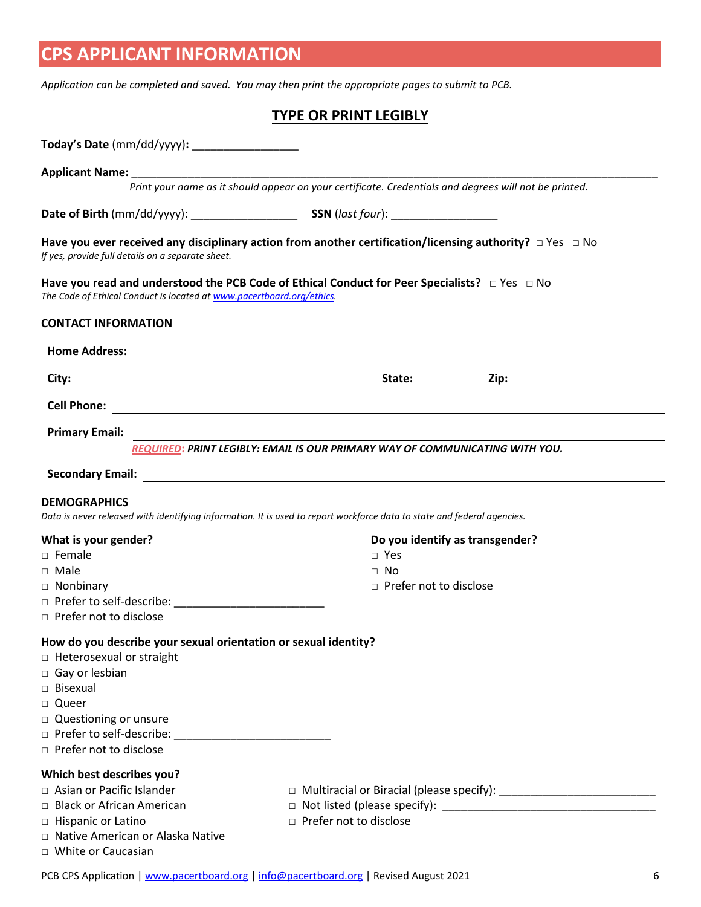# CPS APPLICANT INFORMATION

*Application can be completed and saved. You may then print the appropriate pages to submit to PCB.*

## TYPE OR PRINT LEGIBLY

**Today's Date** (mm/dd/yyyy)**:** _________________

**Applicant Name:** ___________________________________________________________________________________

*Print your name as it should appear on your certificate. Credentials and degrees will not be printed.*

**Date of Birth** (mm/dd/yyyy): _________________ **SSN** (*last four*): _________________

**Have you ever received any disciplinary action from another certification/licensing authority?** □ Yes □ No
*If yes, provide full details on a separate sheet.*

**Have you read and understood the PCB Code of Ethical Conduct for Peer Specialists?** □ Yes □ No
*The Code of Ethical Conduct is located at www.pacertboard.org/ethics.*

### CONTACT INFORMATION

**Home Address:** ___________________________________________________________________________

**City:** _______________________________ **State:** __________ **Zip:** ____________________

**Cell Phone:** _____________________________________________________________________________

**Primary Email:** __________________________________________________________________________

***REQUIRED*: *PRINT LEGIBLY: EMAIL IS OUR PRIMARY WAY OF COMMUNICATING WITH YOU.***

**Secondary Email:** ________________________________________________________________________

### DEMOGRAPHICS

*Data is never released with identifying information. It is used to report workforce data to state and federal agencies.*

**What is your gender?**
- □ Female
- □ Male
- □ Nonbinary
- □ Prefer to self-describe: ________________________
- □ Prefer not to disclose

**Do you identify as transgender?**
- □ Yes
- □ No
- □ Prefer not to disclose

**How do you describe your sexual orientation or sexual identity?**
- □ Heterosexual or straight
- □ Gay or lesbian
- □ Bisexual
- □ Queer
- □ Questioning or unsure
- □ Prefer to self-describe: _________________________
- □ Prefer not to disclose

**Which best describes you?**
- □ Asian or Pacific Islander
- □ Black or African American
- □ Hispanic or Latino
- □ Native American or Alaska Native
- □ White or Caucasian
- □ Multiracial or Biracial (please specify): _________________________
- □ Not listed (please specify): ___________________________________
- □ Prefer not to disclose

PCB CPS Application | www.pacertboard.org | info@pacertboard.org | Revised August 2021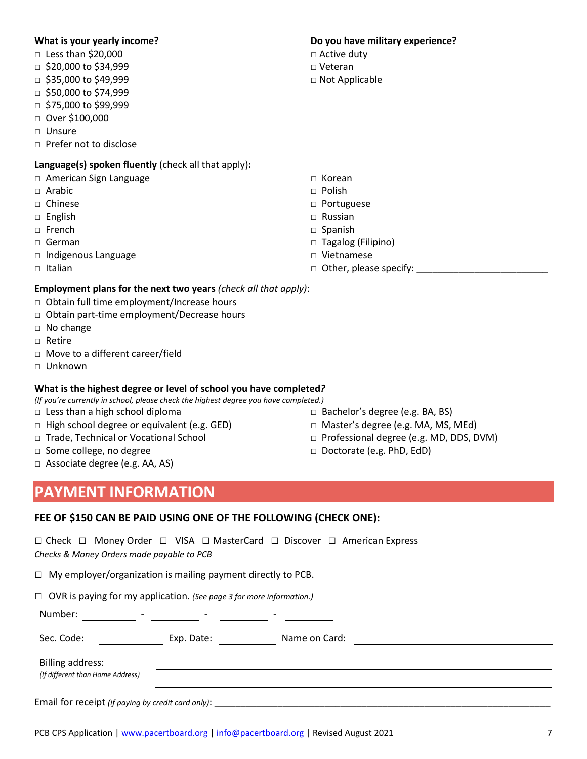**What is your yearly income?**

- □ Less than $20,000
- □ $20,000 to $34,999
- □ $35,000 to $49,999
- □ $50,000 to $74,999
- □ $75,000 to $99,999
- □ Over $100,000
- □ Unsure
- □ Prefer not to disclose

**Do you have military experience?**

- □ Active duty
- □ Veteran
- □ Not Applicable

**Language(s) spoken fluently** (check all that apply)**:**

- □ American Sign Language
- □ Arabic
- □ Chinese
- □ English
- □ French
- □ German
- □ Indigenous Language
- □ Italian
- □ Korean
- □ Polish
- □ Portuguese
- □ Russian
- □ Spanish
- □ Tagalog (Filipino)
- □ Vietnamese
- □ Other, please specify: ________________________

**Employment plans for the next two years** *(check all that apply)*:

- □ Obtain full time employment/Increase hours
- □ Obtain part-time employment/Decrease hours
- □ No change
- □ Retire
- □ Move to a different career/field
- □ Unknown

**What is the highest degree or level of school you have completed?**

*(If you're currently in school, please check the highest degree you have completed.)*

- □ Less than a high school diploma
- □ High school degree or equivalent (e.g. GED)
- □ Trade, Technical or Vocational School
- □ Some college, no degree
- □ Associate degree (e.g. AA, AS)
- □ Bachelor's degree (e.g. BA, BS)
- □ Master's degree (e.g. MA, MS, MEd)
- □ Professional degree (e.g. MD, DDS, DVM)
- □ Doctorate (e.g. PhD, EdD)

## PAYMENT INFORMATION

**FEE OF $150 CAN BE PAID USING ONE OF THE FOLLOWING (CHECK ONE):**

□ Check □ Money Order □ VISA □ MasterCard □ Discover □ American Express

*Checks & Money Orders made payable to PCB*

□ My employer/organization is mailing payment directly to PCB.

□ OVR is paying for my application. *(See page 3 for more information.)*

Number: ________ - ________ - ________ - ________

Sec. Code: ________ Exp. Date: ________ Name on Card: ______________________________

Billing address: ______________________________________________

*(If different than Home Address)* ______________________________________________

Email for receipt *(if paying by credit card only)*: ______________________________________________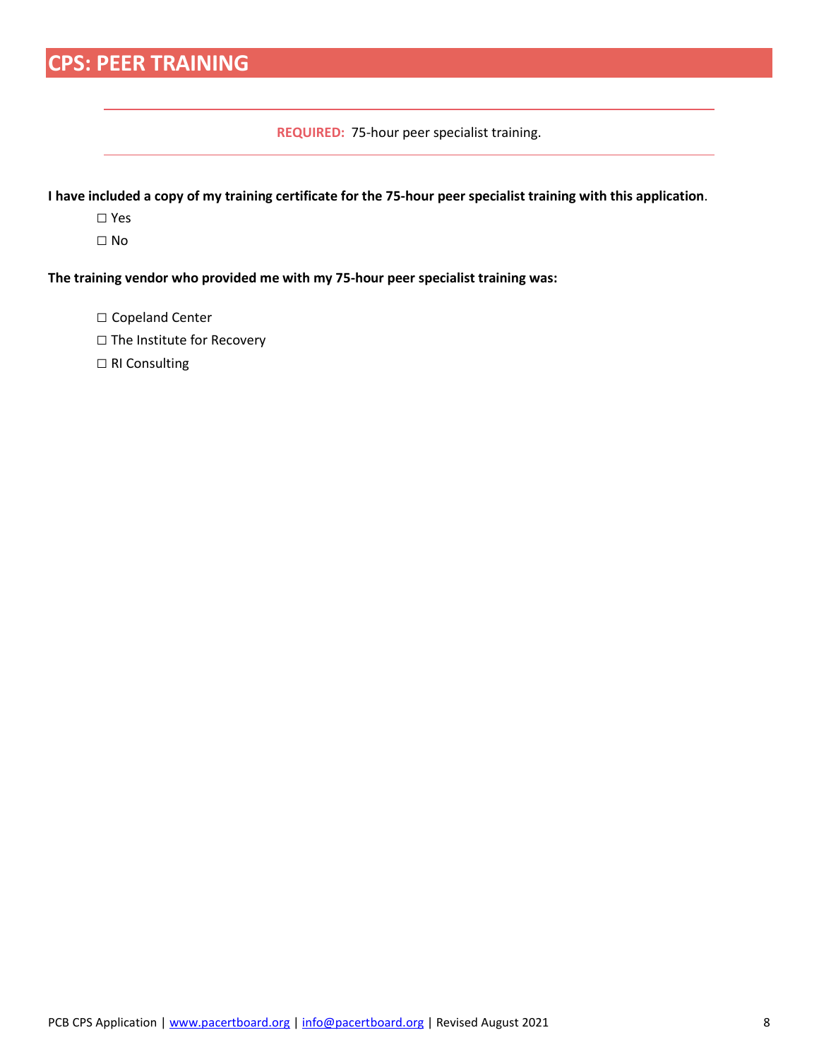# CPS: PEER TRAINING

---

**REQUIRED:** 75-hour peer specialist training.

---

**I have included a copy of my training certificate for the 75-hour peer specialist training with this application**.

☐ Yes

☐ No

**The training vendor who provided me with my 75-hour peer specialist training was:**

☐ Copeland Center

☐ The Institute for Recovery

☐ RI Consulting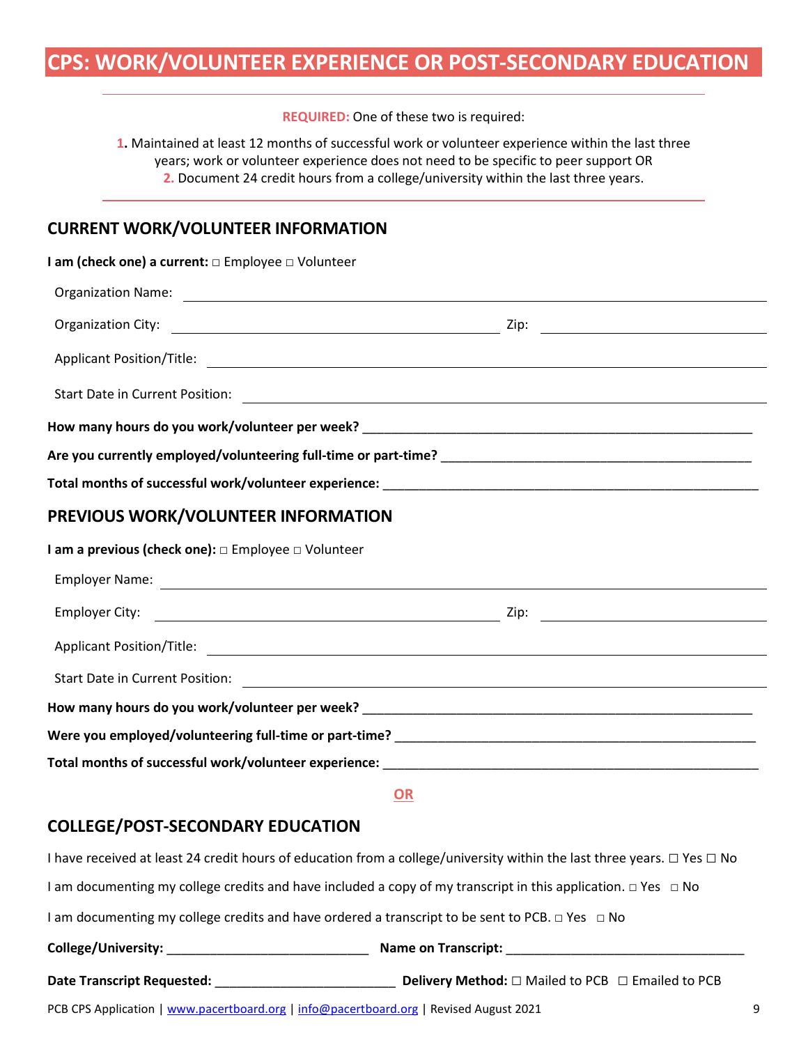# CPS: WORK/VOLUNTEER EXPERIENCE OR POST-SECONDARY EDUCATION

**REQUIRED:** One of these two is required:

1. Maintained at least 12 months of successful work or volunteer experience within the last three years; work or volunteer experience does not need to be specific to peer support OR
2. Document 24 credit hours from a college/university within the last three years.

## CURRENT WORK/VOLUNTEER INFORMATION

**I am (check one) a current:** □ Employee □ Volunteer

Organization Name: ______________________________

Organization City: ______________________________ Zip: ______________

Applicant Position/Title: ______________________________

Start Date in Current Position: ______________________________

**How many hours do you work/volunteer per week?** ______________________________

**Are you currently employed/volunteering full-time or part-time?** ______________________________

**Total months of successful work/volunteer experience:** ______________________________

## PREVIOUS WORK/VOLUNTEER INFORMATION

**I am a previous (check one):** □ Employee □ Volunteer

Employer Name: ______________________________

Employer City: ______________________________ Zip: ______________

Applicant Position/Title: ______________________________

Start Date in Current Position: ______________________________

**How many hours do you work/volunteer per week?** ______________________________

**Were you employed/volunteering full-time or part-time?** ______________________________

**Total months of successful work/volunteer experience:** ______________________________

**OR**

## COLLEGE/POST-SECONDARY EDUCATION

I have received at least 24 credit hours of education from a college/university within the last three years. ☐ Yes ☐ No

I am documenting my college credits and have included a copy of my transcript in this application. □ Yes □ No

I am documenting my college credits and have ordered a transcript to be sent to PCB. □ Yes □ No

**College/University:** ____________________________ **Name on Transcript:** ____________________________

**Date Transcript Requested:** ________________________ **Delivery Method:** ☐ Mailed to PCB ☐ Emailed to PCB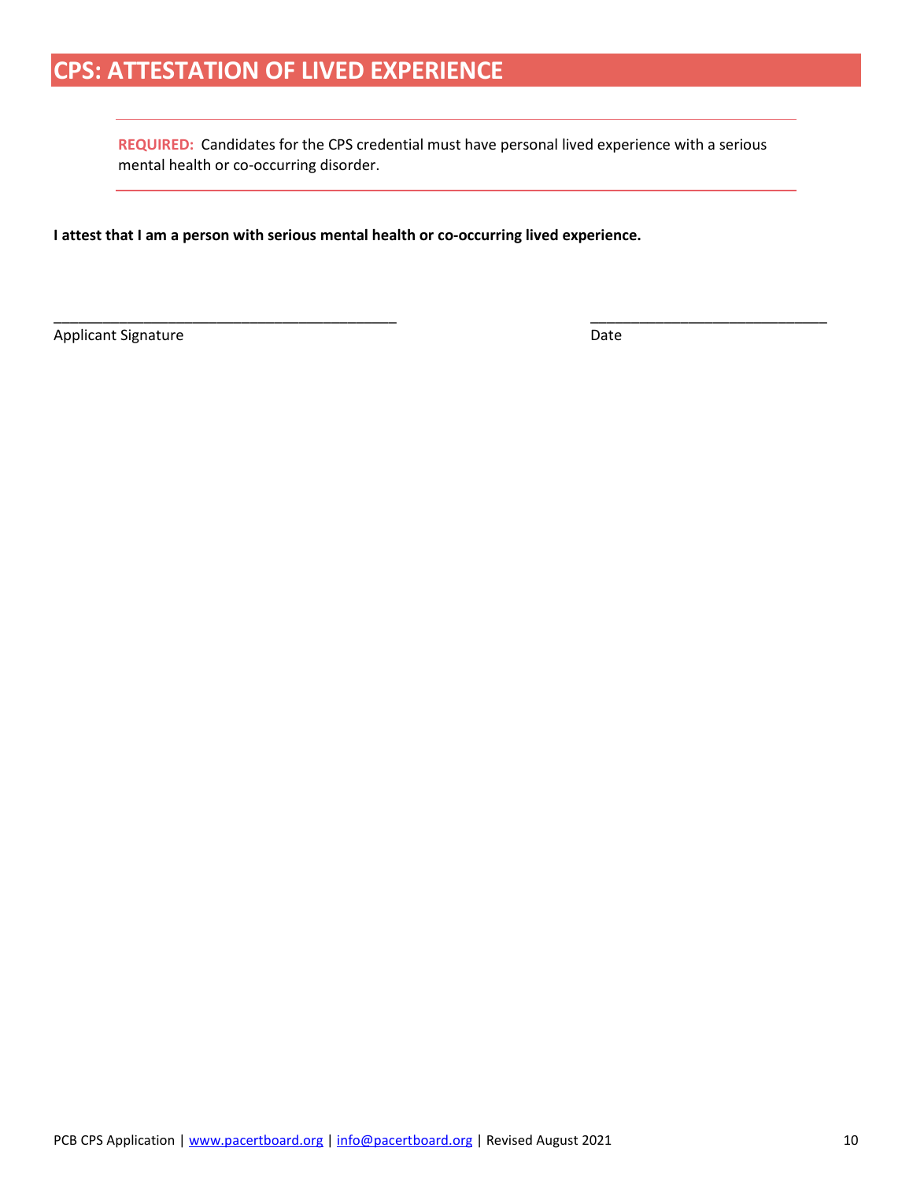# CPS: ATTESTATION OF LIVED EXPERIENCE

---

**REQUIRED:** Candidates for the CPS credential must have personal lived experience with a serious mental health or co-occurring disorder.

---

**I attest that I am a person with serious mental health or co-occurring lived experience.**

\_\_\_\_\_\_\_\_\_\_\_\_\_\_\_\_\_\_\_\_\_\_\_\_\_\_\_\_\_\_\_\_\_\_\_\_\_\_\_\_\_\_ \_\_\_\_\_\_\_\_\_\_\_\_\_\_\_\_\_\_\_\_\_\_\_\_\_\_\_\_\_\_

Applicant Signature Date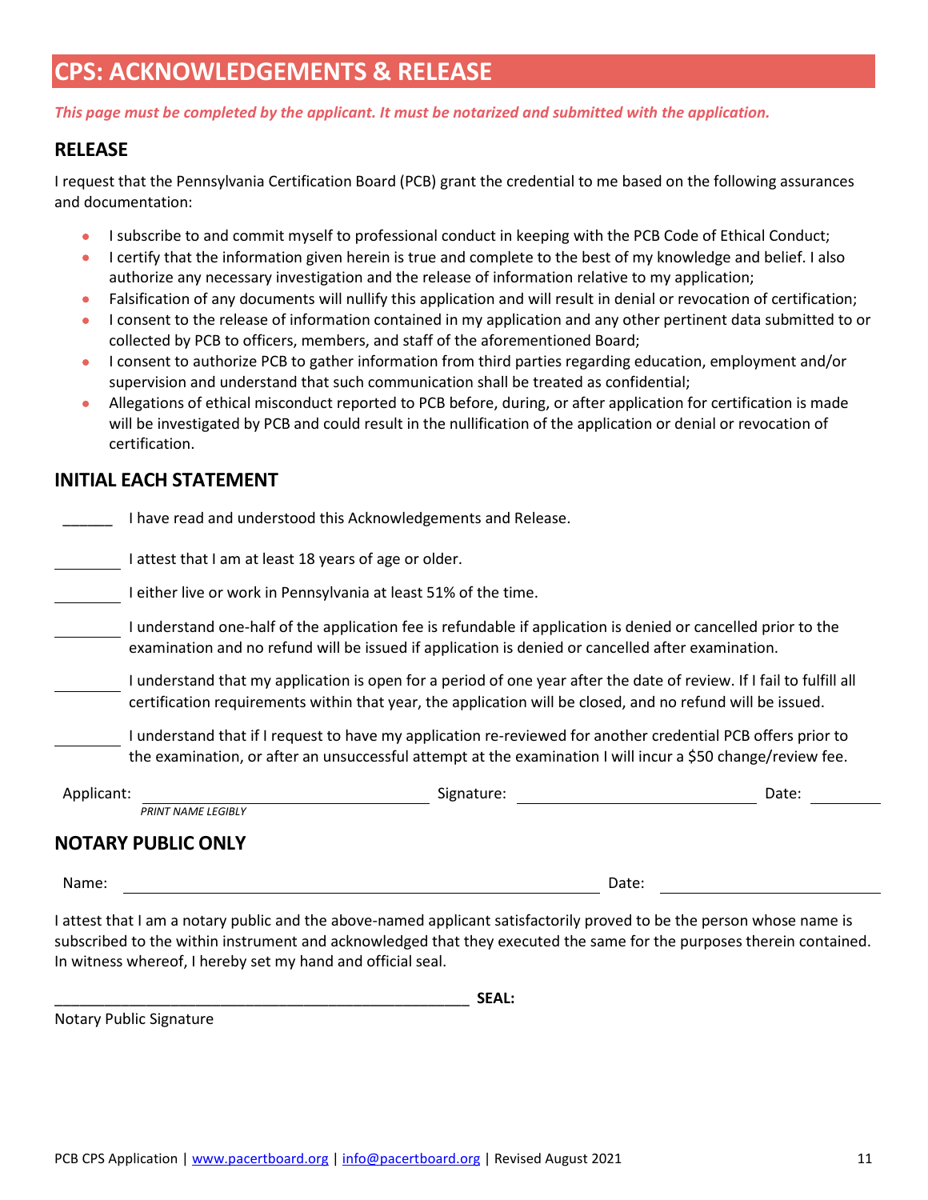# CPS: ACKNOWLEDGEMENTS & RELEASE

***This page must be completed by the applicant. It must be notarized and submitted with the application.***

## RELEASE

I request that the Pennsylvania Certification Board (PCB) grant the credential to me based on the following assurances and documentation:

- I subscribe to and commit myself to professional conduct in keeping with the PCB Code of Ethical Conduct;
- I certify that the information given herein is true and complete to the best of my knowledge and belief. I also authorize any necessary investigation and the release of information relative to my application;
- Falsification of any documents will nullify this application and will result in denial or revocation of certification;
- I consent to the release of information contained in my application and any other pertinent data submitted to or collected by PCB to officers, members, and staff of the aforementioned Board;
- I consent to authorize PCB to gather information from third parties regarding education, employment and/or supervision and understand that such communication shall be treated as confidential;
- Allegations of ethical misconduct reported to PCB before, during, or after application for certification is made will be investigated by PCB and could result in the nullification of the application or denial or revocation of certification.

## INITIAL EACH STATEMENT

______ I have read and understood this Acknowledgements and Release.

______ I attest that I am at least 18 years of age or older.

______ I either live or work in Pennsylvania at least 51% of the time.

______ I understand one-half of the application fee is refundable if application is denied or cancelled prior to the examination and no refund will be issued if application is denied or cancelled after examination.

______ I understand that my application is open for a period of one year after the date of review. If I fail to fulfill all certification requirements within that year, the application will be closed, and no refund will be issued.

______ I understand that if I request to have my application re-reviewed for another credential PCB offers prior to the examination, or after an unsuccessful attempt at the examination I will incur a $50 change/review fee.

Applicant: ______________________________ Signature: ______________________________ Date: __________
*PRINT NAME LEGIBLY*

## NOTARY PUBLIC ONLY

Name: ______________________________________________ Date: ____________________

I attest that I am a notary public and the above-named applicant satisfactorily proved to be the person whose name is subscribed to the within instrument and acknowledged that they executed the same for the purposes therein contained. In witness whereof, I hereby set my hand and official seal.

_____________________________________________________ **SEAL:**
Notary Public Signature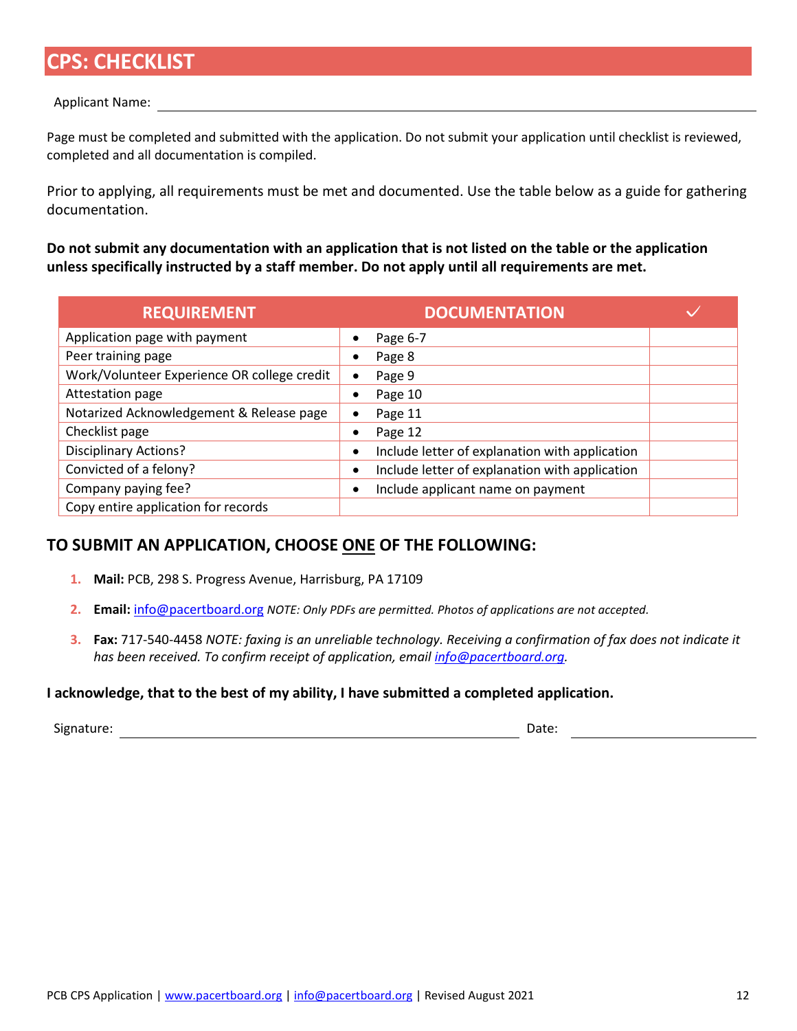# CPS: CHECKLIST

Applicant Name: ______________________________

Page must be completed and submitted with the application. Do not submit your application until checklist is reviewed, completed and all documentation is compiled.

Prior to applying, all requirements must be met and documented. Use the table below as a guide for gathering documentation.

**Do not submit any documentation with an application that is not listed on the table or the application unless specifically instructed by a staff member. Do not apply until all requirements are met.**

| REQUIREMENT | DOCUMENTATION | ✓ |
|---|---|---|
| Application page with payment | • Page 6-7 | |
| Peer training page | • Page 8 | |
| Work/Volunteer Experience OR college credit | • Page 9 | |
| Attestation page | • Page 10 | |
| Notarized Acknowledgement & Release page | • Page 11 | |
| Checklist page | • Page 12 | |
| Disciplinary Actions? | • Include letter of explanation with application | |
| Convicted of a felony? | • Include letter of explanation with application | |
| Company paying fee? | • Include applicant name on payment | |
| Copy entire application for records | | |

## TO SUBMIT AN APPLICATION, CHOOSE ONE OF THE FOLLOWING:

1. **Mail:** PCB, 298 S. Progress Avenue, Harrisburg, PA 17109
2. **Email:** info@pacertboard.org *NOTE: Only PDFs are permitted. Photos of applications are not accepted.*
3. **Fax:** 717-540-4458 *NOTE: faxing is an unreliable technology. Receiving a confirmation of fax does not indicate it has been received. To confirm receipt of application, email info@pacertboard.org.*

**I acknowledge, that to the best of my ability, I have submitted a completed application.**

Signature: ______________________________ Date: ______________